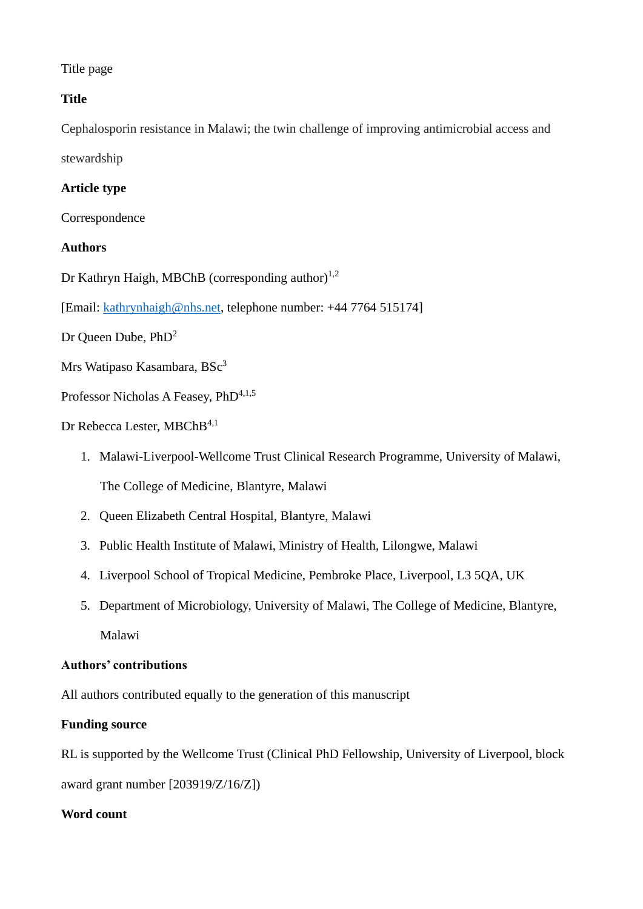Title page

**Title**

Cephalosporin resistance in Malawi; the twin challenge of improving antimicrobial access and stewardship

**Article type**

Correspondence

**Authors**

Dr Kathryn Haigh, MBChB (corresponding author)[1,2]

[Email: kathrynhaigh@nhs.net, telephone number: +44 7764 515174]

Dr Queen Dube, PhD[2]

Mrs Watipaso Kasambara, BSc[3]

Professor Nicholas A Feasey, PhD[4,1,5]

Dr Rebecca Lester, MBChB[4,1]

1. Malawi-Liverpool-Wellcome Trust Clinical Research Programme, University of Malawi, The College of Medicine, Blantyre, Malawi
2. Queen Elizabeth Central Hospital, Blantyre, Malawi
3. Public Health Institute of Malawi, Ministry of Health, Lilongwe, Malawi
4. Liverpool School of Tropical Medicine, Pembroke Place, Liverpool, L3 5QA, UK
5. Department of Microbiology, University of Malawi, The College of Medicine, Blantyre, Malawi

**Authors' contributions**

All authors contributed equally to the generation of this manuscript

**Funding source**

RL is supported by the Wellcome Trust (Clinical PhD Fellowship, University of Liverpool, block award grant number [203919/Z/16/Z])

**Word count**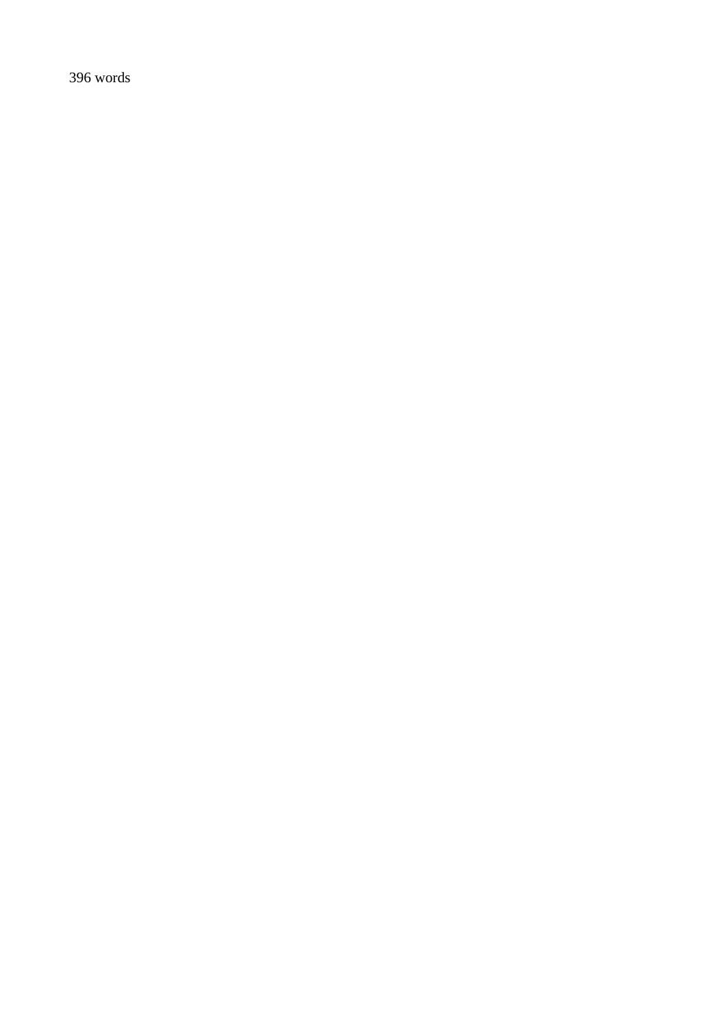396 words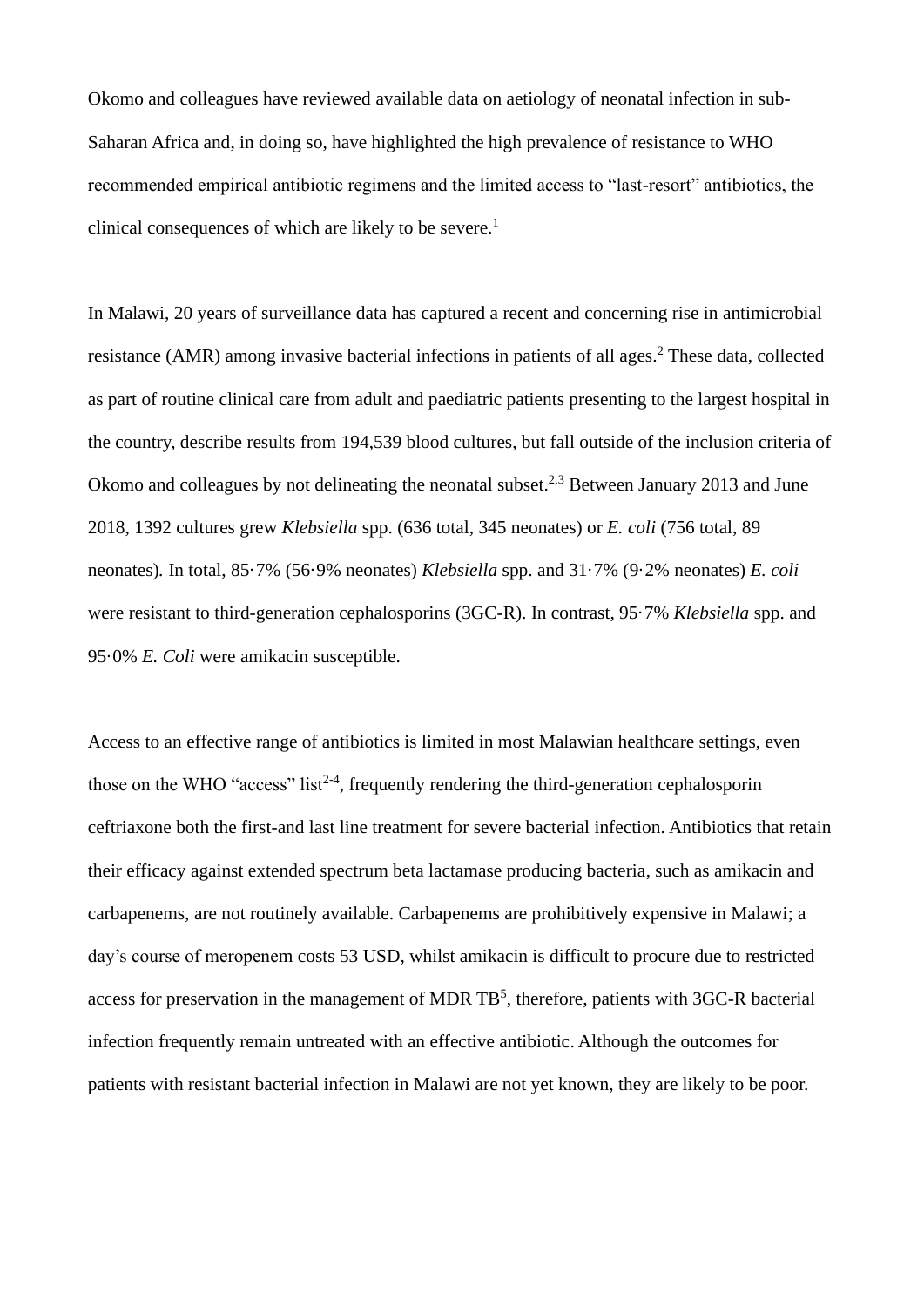Okomo and colleagues have reviewed available data on aetiology of neonatal infection in sub-Saharan Africa and, in doing so, have highlighted the high prevalence of resistance to WHO recommended empirical antibiotic regimens and the limited access to “last-resort” antibiotics, the clinical consequences of which are likely to be severe.[1]

In Malawi, 20 years of surveillance data has captured a recent and concerning rise in antimicrobial resistance (AMR) among invasive bacterial infections in patients of all ages.[2] These data, collected as part of routine clinical care from adult and paediatric patients presenting to the largest hospital in the country, describe results from 194,539 blood cultures, but fall outside of the inclusion criteria of Okomo and colleagues by not delineating the neonatal subset.[2,3] Between January 2013 and June 2018, 1392 cultures grew *Klebsiella* spp. (636 total, 345 neonates) or *E. coli* (756 total, 89 neonates). In total, 85·7% (56·9% neonates) *Klebsiella* spp. and 31·7% (9·2% neonates) *E. coli* were resistant to third-generation cephalosporins (3GC-R). In contrast, 95·7% *Klebsiella* spp. and 95·0% *E. Coli* were amikacin susceptible.

Access to an effective range of antibiotics is limited in most Malawian healthcare settings, even those on the WHO “access” list[2-4], frequently rendering the third-generation cephalosporin ceftriaxone both the first-and last line treatment for severe bacterial infection. Antibiotics that retain their efficacy against extended spectrum beta lactamase producing bacteria, such as amikacin and carbapenems, are not routinely available. Carbapenems are prohibitively expensive in Malawi; a day’s course of meropenem costs 53 USD, whilst amikacin is difficult to procure due to restricted access for preservation in the management of MDR TB[5], therefore, patients with 3GC-R bacterial infection frequently remain untreated with an effective antibiotic. Although the outcomes for patients with resistant bacterial infection in Malawi are not yet known, they are likely to be poor.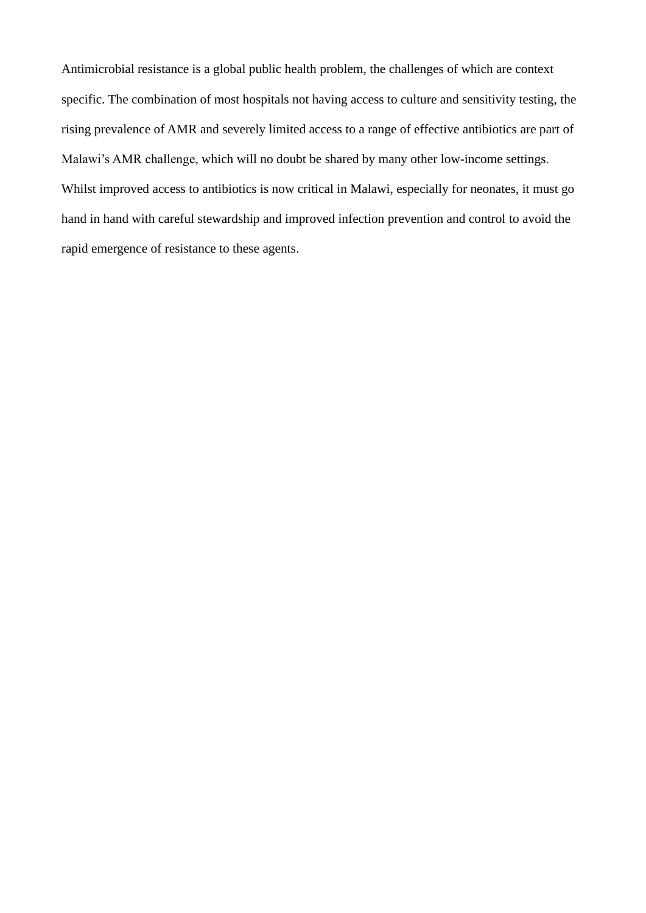Antimicrobial resistance is a global public health problem, the challenges of which are context specific. The combination of most hospitals not having access to culture and sensitivity testing, the rising prevalence of AMR and severely limited access to a range of effective antibiotics are part of Malawi's AMR challenge, which will no doubt be shared by many other low-income settings. Whilst improved access to antibiotics is now critical in Malawi, especially for neonates, it must go hand in hand with careful stewardship and improved infection prevention and control to avoid the rapid emergence of resistance to these agents.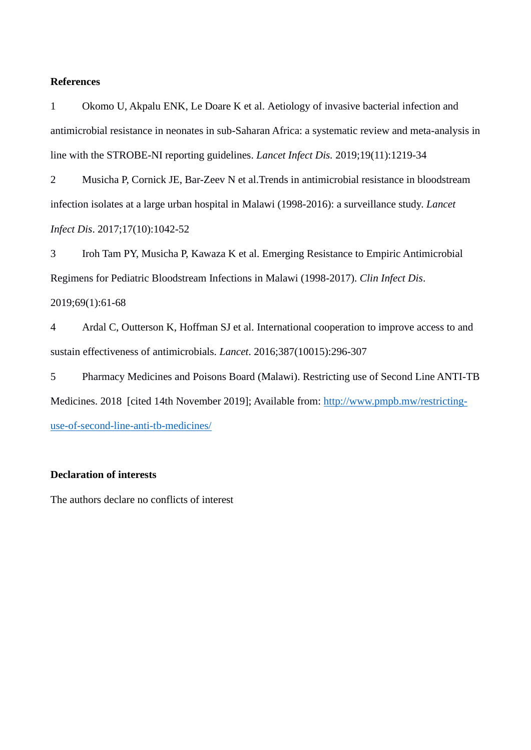**References**

1 Okomo U, Akpalu ENK, Le Doare K et al. Aetiology of invasive bacterial infection and antimicrobial resistance in neonates in sub-Saharan Africa: a systematic review and meta-analysis in line with the STROBE-NI reporting guidelines. *Lancet Infect Dis.* 2019;19(11):1219-34

2 Musicha P, Cornick JE, Bar-Zeev N et al.Trends in antimicrobial resistance in bloodstream infection isolates at a large urban hospital in Malawi (1998-2016): a surveillance study. *Lancet Infect Dis*. 2017;17(10):1042-52

3 Iroh Tam PY, Musicha P, Kawaza K et al. Emerging Resistance to Empiric Antimicrobial Regimens for Pediatric Bloodstream Infections in Malawi (1998-2017). *Clin Infect Dis*. 2019;69(1):61-68

4 Ardal C, Outterson K, Hoffman SJ et al. International cooperation to improve access to and sustain effectiveness of antimicrobials. *Lancet*. 2016;387(10015):296-307

5 Pharmacy Medicines and Poisons Board (Malawi). Restricting use of Second Line ANTI-TB Medicines. 2018 [cited 14th November 2019]; Available from: http://www.pmpb.mw/restricting-use-of-second-line-anti-tb-medicines/

**Declaration of interests**

The authors declare no conflicts of interest